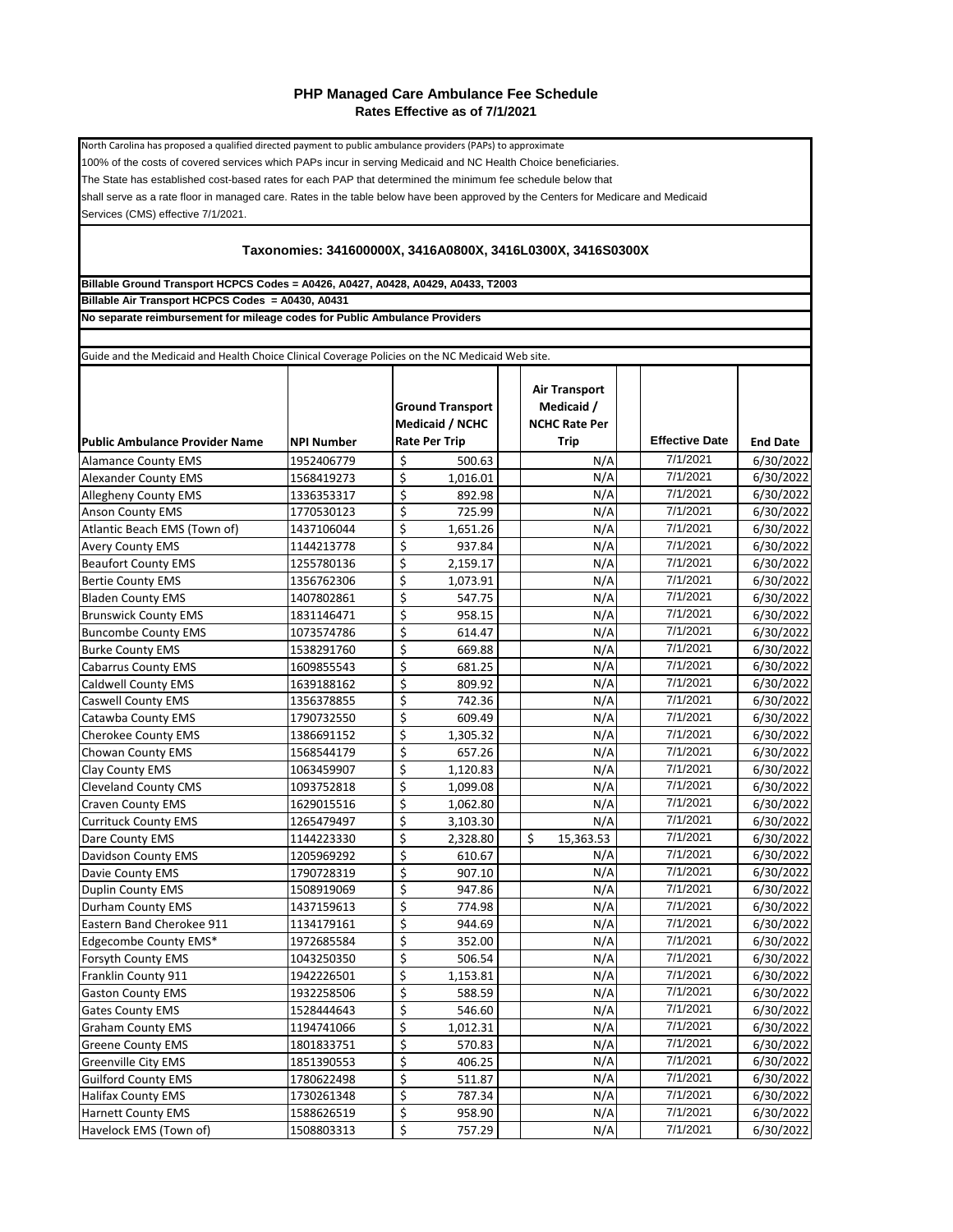# PHP Managed Care Ambulance Fee Schedule

**Rates Effective as of 7/1/2021**

North Carolina has proposed a qualified directed payment to public ambulance providers (PAPs) to approximate 100% of the costs of covered services which PAPs incur in serving Medicaid and NC Health Choice beneficiaries. The State has established cost-based rates for each PAP that determined the minimum fee schedule below that shall serve as a rate floor in managed care. Rates in the table below have been approved by the Centers for Medicare and Medicaid Services (CMS) effective 7/1/2021.

**Taxonomies: 341600000X, 3416A0800X, 3416L0300X, 3416S0300X**

**Billable Ground Transport HCPCS Codes = A0426, A0427, A0428, A0429, A0433, T2003**

**Billable Air Transport HCPCS Codes = A0430, A0431**

**No separate reimbursement for mileage codes for Public Ambulance Providers**

Guide and the Medicaid and Health Choice Clinical Coverage Policies on the NC Medicaid Web site.

| Public Ambulance Provider Name | NPI Number | Ground Transport Medicaid / NCHC Rate Per Trip | Air Transport Medicaid / NCHC Rate Per Trip | Effective Date | End Date |
|---|---|---|---|---|---|
| Alamance County EMS | 1952406779 | $ 500.63 | N/A | 7/1/2021 | 6/30/2022 |
| Alexander County EMS | 1568419273 | $ 1,016.01 | N/A | 7/1/2021 | 6/30/2022 |
| Allegheny County EMS | 1336353317 | $ 892.98 | N/A | 7/1/2021 | 6/30/2022 |
| Anson County EMS | 1770530123 | $ 725.99 | N/A | 7/1/2021 | 6/30/2022 |
| Atlantic Beach EMS (Town of) | 1437106044 | $ 1,651.26 | N/A | 7/1/2021 | 6/30/2022 |
| Avery County EMS | 1144213778 | $ 937.84 | N/A | 7/1/2021 | 6/30/2022 |
| Beaufort County EMS | 1255780136 | $ 2,159.17 | N/A | 7/1/2021 | 6/30/2022 |
| Bertie County EMS | 1356762306 | $ 1,073.91 | N/A | 7/1/2021 | 6/30/2022 |
| Bladen County EMS | 1407802861 | $ 547.75 | N/A | 7/1/2021 | 6/30/2022 |
| Brunswick County EMS | 1831146471 | $ 958.15 | N/A | 7/1/2021 | 6/30/2022 |
| Buncombe County EMS | 1073574786 | $ 614.47 | N/A | 7/1/2021 | 6/30/2022 |
| Burke County EMS | 1538291760 | $ 669.88 | N/A | 7/1/2021 | 6/30/2022 |
| Cabarrus County EMS | 1609855543 | $ 681.25 | N/A | 7/1/2021 | 6/30/2022 |
| Caldwell County EMS | 1639188162 | $ 809.92 | N/A | 7/1/2021 | 6/30/2022 |
| Caswell County EMS | 1356378855 | $ 742.36 | N/A | 7/1/2021 | 6/30/2022 |
| Catawba County EMS | 1790732550 | $ 609.49 | N/A | 7/1/2021 | 6/30/2022 |
| Cherokee County EMS | 1386691152 | $ 1,305.32 | N/A | 7/1/2021 | 6/30/2022 |
| Chowan County EMS | 1568544179 | $ 657.26 | N/A | 7/1/2021 | 6/30/2022 |
| Clay County EMS | 1063459907 | $ 1,120.83 | N/A | 7/1/2021 | 6/30/2022 |
| Cleveland County CMS | 1093752818 | $ 1,099.08 | N/A | 7/1/2021 | 6/30/2022 |
| Craven County EMS | 1629015516 | $ 1,062.80 | N/A | 7/1/2021 | 6/30/2022 |
| Currituck County EMS | 1265479497 | $ 3,103.30 | N/A | 7/1/2021 | 6/30/2022 |
| Dare County EMS | 1144223330 | $ 2,328.80 | $ 15,363.53 | 7/1/2021 | 6/30/2022 |
| Davidson County EMS | 1205969292 | $ 610.67 | N/A | 7/1/2021 | 6/30/2022 |
| Davie County EMS | 1790728319 | $ 907.10 | N/A | 7/1/2021 | 6/30/2022 |
| Duplin County EMS | 1508919069 | $ 947.86 | N/A | 7/1/2021 | 6/30/2022 |
| Durham County EMS | 1437159613 | $ 774.98 | N/A | 7/1/2021 | 6/30/2022 |
| Eastern Band Cherokee 911 | 1134179161 | $ 944.69 | N/A | 7/1/2021 | 6/30/2022 |
| Edgecombe County EMS* | 1972685584 | $ 352.00 | N/A | 7/1/2021 | 6/30/2022 |
| Forsyth County EMS | 1043250350 | $ 506.54 | N/A | 7/1/2021 | 6/30/2022 |
| Franklin County 911 | 1942226501 | $ 1,153.81 | N/A | 7/1/2021 | 6/30/2022 |
| Gaston County EMS | 1932258506 | $ 588.59 | N/A | 7/1/2021 | 6/30/2022 |
| Gates County EMS | 1528444643 | $ 546.60 | N/A | 7/1/2021 | 6/30/2022 |
| Graham County EMS | 1194741066 | $ 1,012.31 | N/A | 7/1/2021 | 6/30/2022 |
| Greene County EMS | 1801833751 | $ 570.83 | N/A | 7/1/2021 | 6/30/2022 |
| Greenville City EMS | 1851390553 | $ 406.25 | N/A | 7/1/2021 | 6/30/2022 |
| Guilford County EMS | 1780622498 | $ 511.87 | N/A | 7/1/2021 | 6/30/2022 |
| Halifax County EMS | 1730261348 | $ 787.34 | N/A | 7/1/2021 | 6/30/2022 |
| Harnett County EMS | 1588626519 | $ 958.90 | N/A | 7/1/2021 | 6/30/2022 |
| Havelock EMS (Town of) | 1508803313 | $ 757.29 | N/A | 7/1/2021 | 6/30/2022 |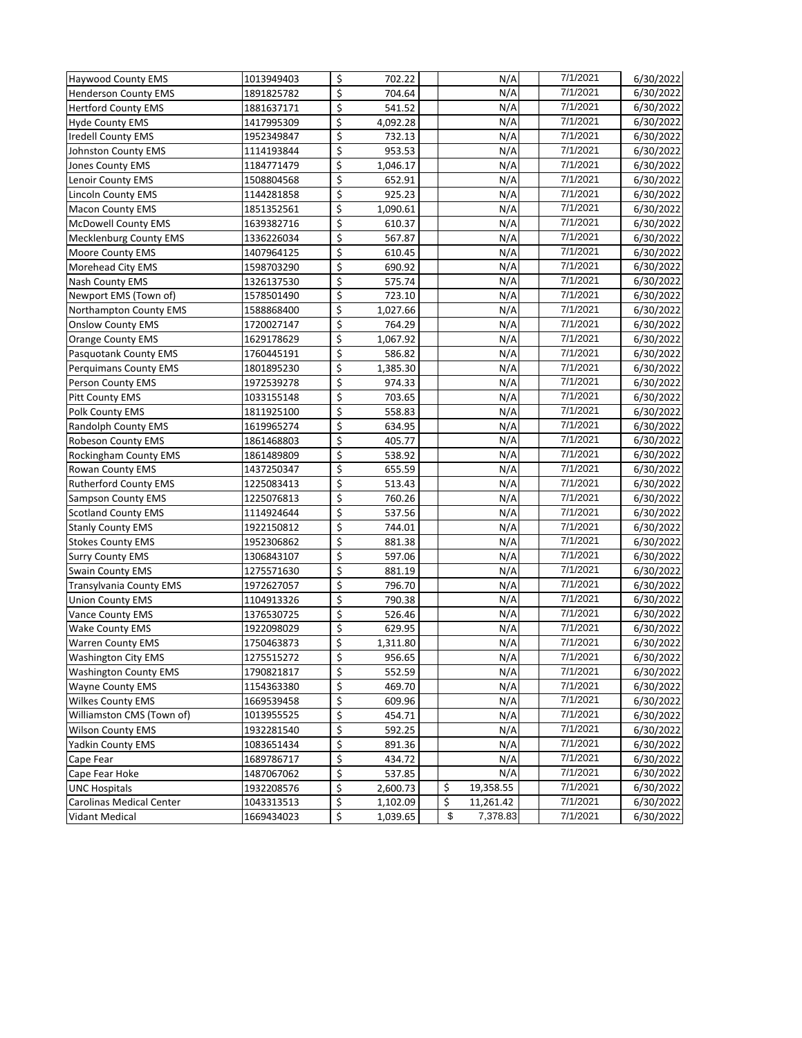| | | | | | |
|---|---|---|---|---|---|
| Haywood County EMS | 1013949403 | $ 702.22 | N/A | 7/1/2021 | 6/30/2022 |
| Henderson County EMS | 1891825782 | $ 704.64 | N/A | 7/1/2021 | 6/30/2022 |
| Hertford County EMS | 1881637171 | $ 541.52 | N/A | 7/1/2021 | 6/30/2022 |
| Hyde County EMS | 1417995309 | $ 4,092.28 | N/A | 7/1/2021 | 6/30/2022 |
| Iredell County EMS | 1952349847 | $ 732.13 | N/A | 7/1/2021 | 6/30/2022 |
| Johnston County EMS | 1114193844 | $ 953.53 | N/A | 7/1/2021 | 6/30/2022 |
| Jones County EMS | 1184771479 | $ 1,046.17 | N/A | 7/1/2021 | 6/30/2022 |
| Lenoir County EMS | 1508804568 | $ 652.91 | N/A | 7/1/2021 | 6/30/2022 |
| Lincoln County EMS | 1144281858 | $ 925.23 | N/A | 7/1/2021 | 6/30/2022 |
| Macon County EMS | 1851352561 | $ 1,090.61 | N/A | 7/1/2021 | 6/30/2022 |
| McDowell County EMS | 1639382716 | $ 610.37 | N/A | 7/1/2021 | 6/30/2022 |
| Mecklenburg County EMS | 1336226034 | $ 567.87 | N/A | 7/1/2021 | 6/30/2022 |
| Moore County EMS | 1407964125 | $ 610.45 | N/A | 7/1/2021 | 6/30/2022 |
| Morehead City EMS | 1598703290 | $ 690.92 | N/A | 7/1/2021 | 6/30/2022 |
| Nash County EMS | 1326137530 | $ 575.74 | N/A | 7/1/2021 | 6/30/2022 |
| Newport EMS (Town of) | 1578501490 | $ 723.10 | N/A | 7/1/2021 | 6/30/2022 |
| Northampton County EMS | 1588868400 | $ 1,027.66 | N/A | 7/1/2021 | 6/30/2022 |
| Onslow County EMS | 1720027147 | $ 764.29 | N/A | 7/1/2021 | 6/30/2022 |
| Orange County EMS | 1629178629 | $ 1,067.92 | N/A | 7/1/2021 | 6/30/2022 |
| Pasquotank County EMS | 1760445191 | $ 586.82 | N/A | 7/1/2021 | 6/30/2022 |
| Perquimans County EMS | 1801895230 | $ 1,385.30 | N/A | 7/1/2021 | 6/30/2022 |
| Person County EMS | 1972539278 | $ 974.33 | N/A | 7/1/2021 | 6/30/2022 |
| Pitt County EMS | 1033155148 | $ 703.65 | N/A | 7/1/2021 | 6/30/2022 |
| Polk County EMS | 1811925100 | $ 558.83 | N/A | 7/1/2021 | 6/30/2022 |
| Randolph County EMS | 1619965274 | $ 634.95 | N/A | 7/1/2021 | 6/30/2022 |
| Robeson County EMS | 1861468803 | $ 405.77 | N/A | 7/1/2021 | 6/30/2022 |
| Rockingham County EMS | 1861489809 | $ 538.92 | N/A | 7/1/2021 | 6/30/2022 |
| Rowan County EMS | 1437250347 | $ 655.59 | N/A | 7/1/2021 | 6/30/2022 |
| Rutherford County EMS | 1225083413 | $ 513.43 | N/A | 7/1/2021 | 6/30/2022 |
| Sampson County EMS | 1225076813 | $ 760.26 | N/A | 7/1/2021 | 6/30/2022 |
| Scotland County EMS | 1114924644 | $ 537.56 | N/A | 7/1/2021 | 6/30/2022 |
| Stanly County EMS | 1922150812 | $ 744.01 | N/A | 7/1/2021 | 6/30/2022 |
| Stokes County EMS | 1952306862 | $ 881.38 | N/A | 7/1/2021 | 6/30/2022 |
| Surry County EMS | 1306843107 | $ 597.06 | N/A | 7/1/2021 | 6/30/2022 |
| Swain County EMS | 1275571630 | $ 881.19 | N/A | 7/1/2021 | 6/30/2022 |
| Transylvania County EMS | 1972627057 | $ 796.70 | N/A | 7/1/2021 | 6/30/2022 |
| Union County EMS | 1104913326 | $ 790.38 | N/A | 7/1/2021 | 6/30/2022 |
| Vance County EMS | 1376530725 | $ 526.46 | N/A | 7/1/2021 | 6/30/2022 |
| Wake County EMS | 1922098029 | $ 629.95 | N/A | 7/1/2021 | 6/30/2022 |
| Warren County EMS | 1750463873 | $ 1,311.80 | N/A | 7/1/2021 | 6/30/2022 |
| Washington City EMS | 1275515272 | $ 956.65 | N/A | 7/1/2021 | 6/30/2022 |
| Washington County EMS | 1790821817 | $ 552.59 | N/A | 7/1/2021 | 6/30/2022 |
| Wayne County EMS | 1154363380 | $ 469.70 | N/A | 7/1/2021 | 6/30/2022 |
| Wilkes County EMS | 1669539458 | $ 609.96 | N/A | 7/1/2021 | 6/30/2022 |
| Williamston CMS (Town of) | 1013955525 | $ 454.71 | N/A | 7/1/2021 | 6/30/2022 |
| Wilson County EMS | 1932281540 | $ 592.25 | N/A | 7/1/2021 | 6/30/2022 |
| Yadkin County EMS | 1083651434 | $ 891.36 | N/A | 7/1/2021 | 6/30/2022 |
| Cape Fear | 1689786717 | $ 434.72 | N/A | 7/1/2021 | 6/30/2022 |
| Cape Fear Hoke | 1487067062 | $ 537.85 | N/A | 7/1/2021 | 6/30/2022 |
| UNC Hospitals | 1932208576 | $ 2,600.73 | $ 19,358.55 | 7/1/2021 | 6/30/2022 |
| Carolinas Medical Center | 1043313513 | $ 1,102.09 | $ 11,261.42 | 7/1/2021 | 6/30/2022 |
| Vidant Medical | 1669434023 | $ 1,039.65 | $ 7,378.83 | 7/1/2021 | 6/30/2022 |